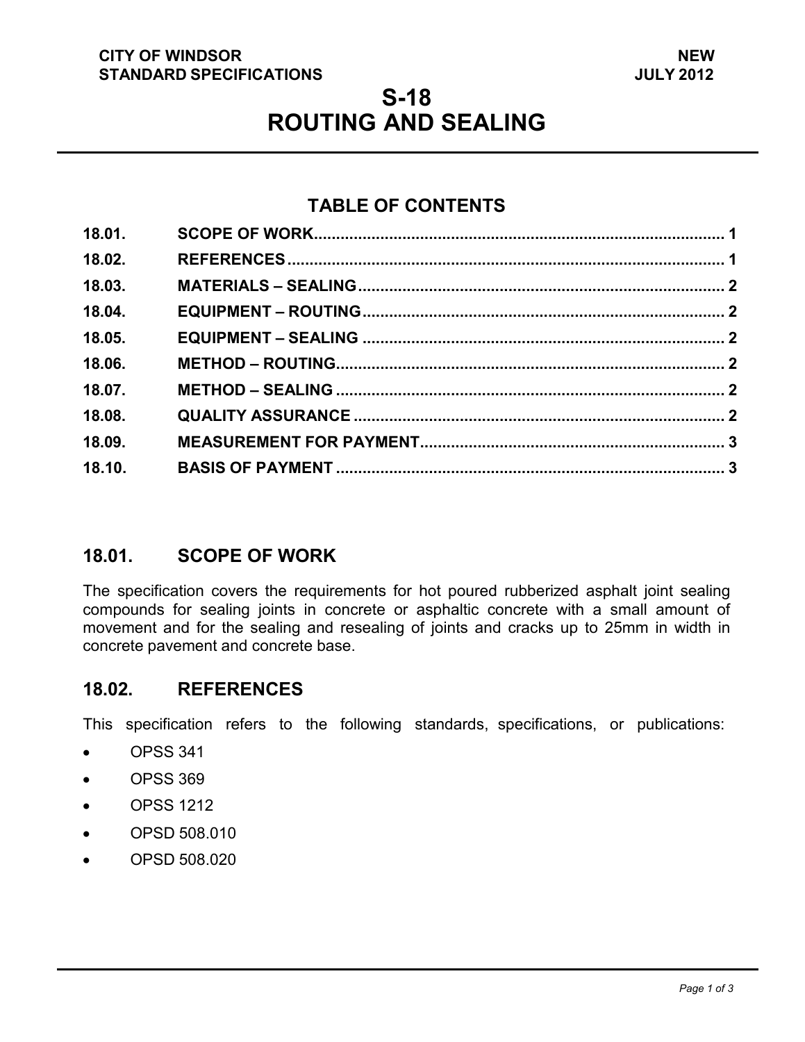CITY OF WINDSOR
STANDARD SPECIFICATIONS

NEW
JULY 2012

# S-18
# ROUTING AND SEALING

## TABLE OF CONTENTS

| | | |
|---|---|---|
| 18.01. | SCOPE OF WORK | 1 |
| 18.02. | REFERENCES | 1 |
| 18.03. | MATERIALS – SEALING | 2 |
| 18.04. | EQUIPMENT – ROUTING | 2 |
| 18.05. | EQUIPMENT – SEALING | 2 |
| 18.06. | METHOD – ROUTING | 2 |
| 18.07. | METHOD – SEALING | 2 |
| 18.08. | QUALITY ASSURANCE | 2 |
| 18.09. | MEASUREMENT FOR PAYMENT | 3 |
| 18.10. | BASIS OF PAYMENT | 3 |

## 18.01. SCOPE OF WORK

The specification covers the requirements for hot poured rubberized asphalt joint sealing compounds for sealing joints in concrete or asphaltic concrete with a small amount of movement and for the sealing and resealing of joints and cracks up to 25mm in width in concrete pavement and concrete base.

## 18.02. REFERENCES

This specification refers to the following standards, specifications, or publications:

- OPSS 341
- OPSS 369
- OPSS 1212
- OPSD 508.010
- OPSD 508.020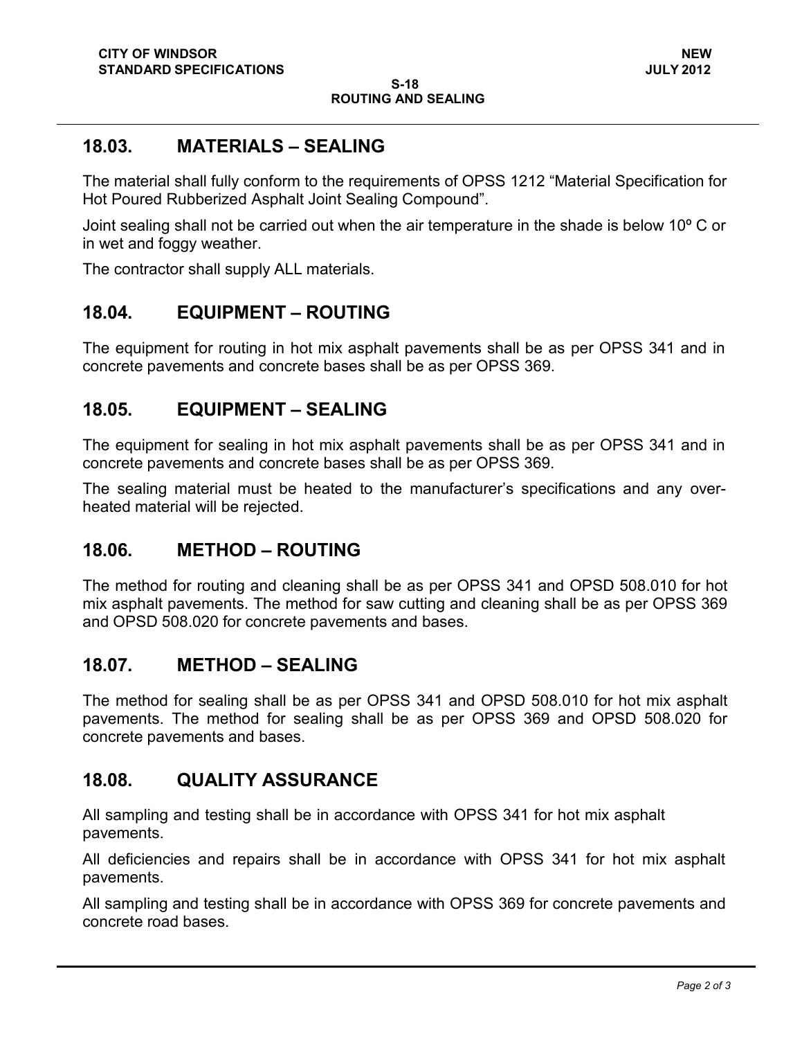## 18.03. MATERIALS – SEALING

The material shall fully conform to the requirements of OPSS 1212 "Material Specification for Hot Poured Rubberized Asphalt Joint Sealing Compound".

Joint sealing shall not be carried out when the air temperature in the shade is below 10º C or in wet and foggy weather.

The contractor shall supply ALL materials.

## 18.04. EQUIPMENT – ROUTING

The equipment for routing in hot mix asphalt pavements shall be as per OPSS 341 and in concrete pavements and concrete bases shall be as per OPSS 369.

## 18.05. EQUIPMENT – SEALING

The equipment for sealing in hot mix asphalt pavements shall be as per OPSS 341 and in concrete pavements and concrete bases shall be as per OPSS 369.

The sealing material must be heated to the manufacturer's specifications and any over-heated material will be rejected.

## 18.06. METHOD – ROUTING

The method for routing and cleaning shall be as per OPSS 341 and OPSD 508.010 for hot mix asphalt pavements. The method for saw cutting and cleaning shall be as per OPSS 369 and OPSD 508.020 for concrete pavements and bases.

## 18.07. METHOD – SEALING

The method for sealing shall be as per OPSS 341 and OPSD 508.010 for hot mix asphalt pavements. The method for sealing shall be as per OPSS 369 and OPSD 508.020 for concrete pavements and bases.

## 18.08. QUALITY ASSURANCE

All sampling and testing shall be in accordance with OPSS 341 for hot mix asphalt pavements.

All deficiencies and repairs shall be in accordance with OPSS 341 for hot mix asphalt pavements.

All sampling and testing shall be in accordance with OPSS 369 for concrete pavements and concrete road bases.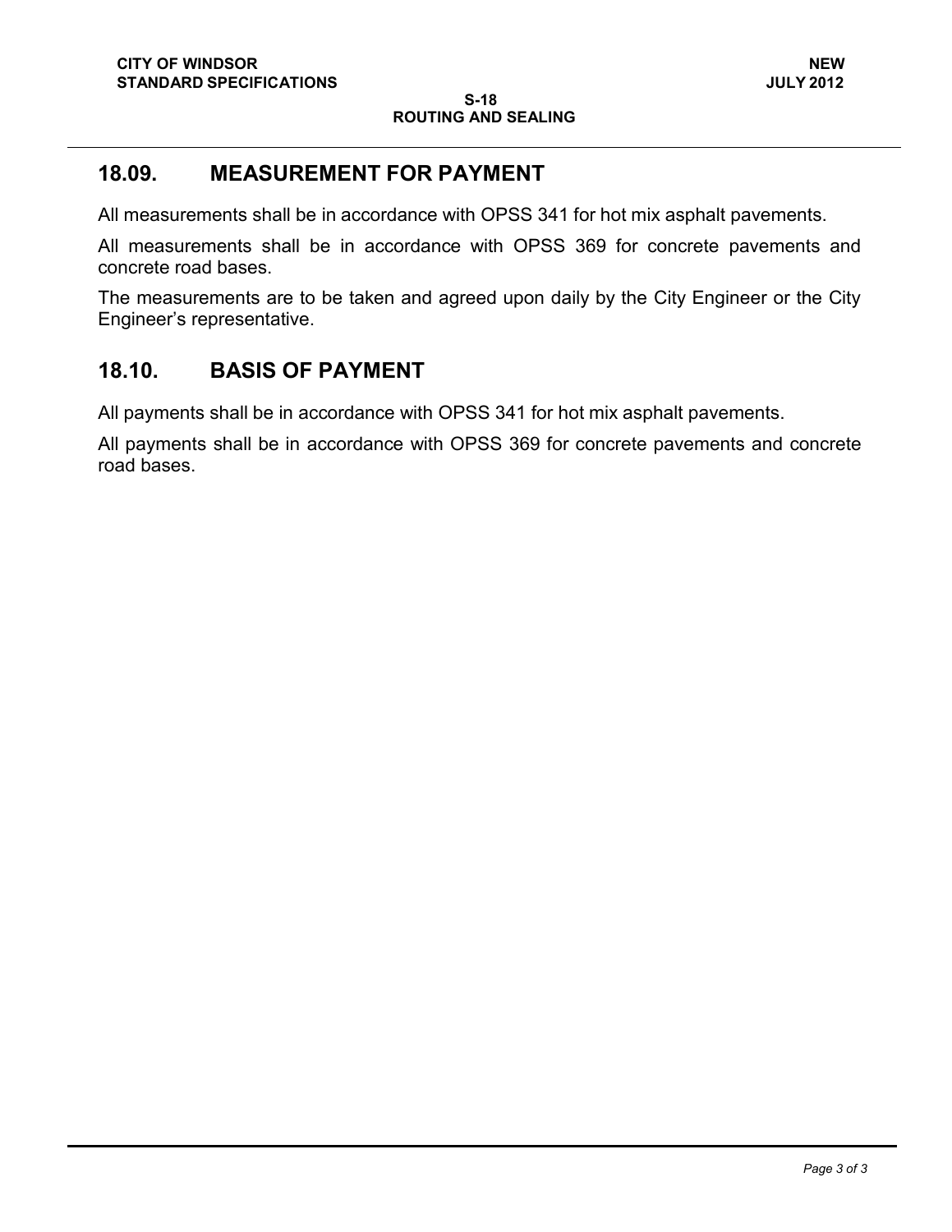## 18.09. MEASUREMENT FOR PAYMENT

All measurements shall be in accordance with OPSS 341 for hot mix asphalt pavements.

All measurements shall be in accordance with OPSS 369 for concrete pavements and concrete road bases.

The measurements are to be taken and agreed upon daily by the City Engineer or the City Engineer's representative.

## 18.10. BASIS OF PAYMENT

All payments shall be in accordance with OPSS 341 for hot mix asphalt pavements.

All payments shall be in accordance with OPSS 369 for concrete pavements and concrete road bases.